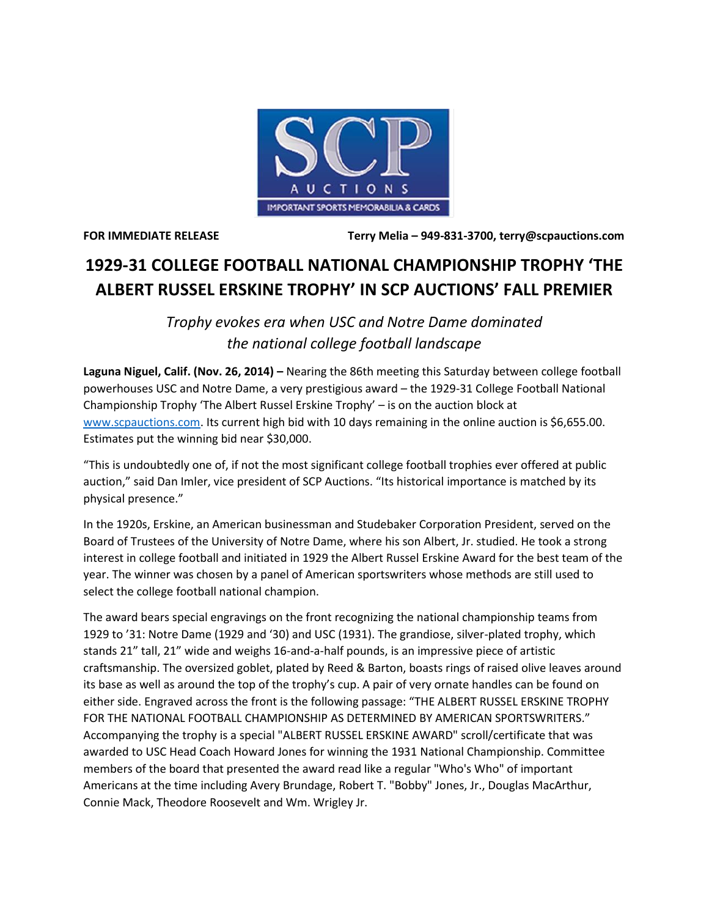**FOR IMMEDIATE RELEASE** **Terry Melia – 949-831-3700, terry@scpauctions.com**

# 1929-31 COLLEGE FOOTBALL NATIONAL CHAMPIONSHIP TROPHY 'THE ALBERT RUSSEL ERSKINE TROPHY' IN SCP AUCTIONS' FALL PREMIER

*Trophy evokes era when USC and Notre Dame dominated the national college football landscape*

**Laguna Niguel, Calif. (Nov. 26, 2014) –** Nearing the 86th meeting this Saturday between college football powerhouses USC and Notre Dame, a very prestigious award – the 1929-31 College Football National Championship Trophy 'The Albert Russel Erskine Trophy' – is on the auction block at [www.scpauctions.com](http://www.scpauctions.com). Its current high bid with 10 days remaining in the online auction is $6,655.00. Estimates put the winning bid near $30,000.

"This is undoubtedly one of, if not the most significant college football trophies ever offered at public auction," said Dan Imler, vice president of SCP Auctions. "Its historical importance is matched by its physical presence."

In the 1920s, Erskine, an American businessman and Studebaker Corporation President, served on the Board of Trustees of the University of Notre Dame, where his son Albert, Jr. studied. He took a strong interest in college football and initiated in 1929 the Albert Russel Erskine Award for the best team of the year. The winner was chosen by a panel of American sportswriters whose methods are still used to select the college football national champion.

The award bears special engravings on the front recognizing the national championship teams from 1929 to '31: Notre Dame (1929 and '30) and USC (1931). The grandiose, silver-plated trophy, which stands 21" tall, 21" wide and weighs 16-and-a-half pounds, is an impressive piece of artistic craftsmanship. The oversized goblet, plated by Reed & Barton, boasts rings of raised olive leaves around its base as well as around the top of the trophy's cup. A pair of very ornate handles can be found on either side. Engraved across the front is the following passage: "THE ALBERT RUSSEL ERSKINE TROPHY FOR THE NATIONAL FOOTBALL CHAMPIONSHIP AS DETERMINED BY AMERICAN SPORTSWRITERS." Accompanying the trophy is a special "ALBERT RUSSEL ERSKINE AWARD" scroll/certificate that was awarded to USC Head Coach Howard Jones for winning the 1931 National Championship. Committee members of the board that presented the award read like a regular "Who's Who" of important Americans at the time including Avery Brundage, Robert T. "Bobby" Jones, Jr., Douglas MacArthur, Connie Mack, Theodore Roosevelt and Wm. Wrigley Jr.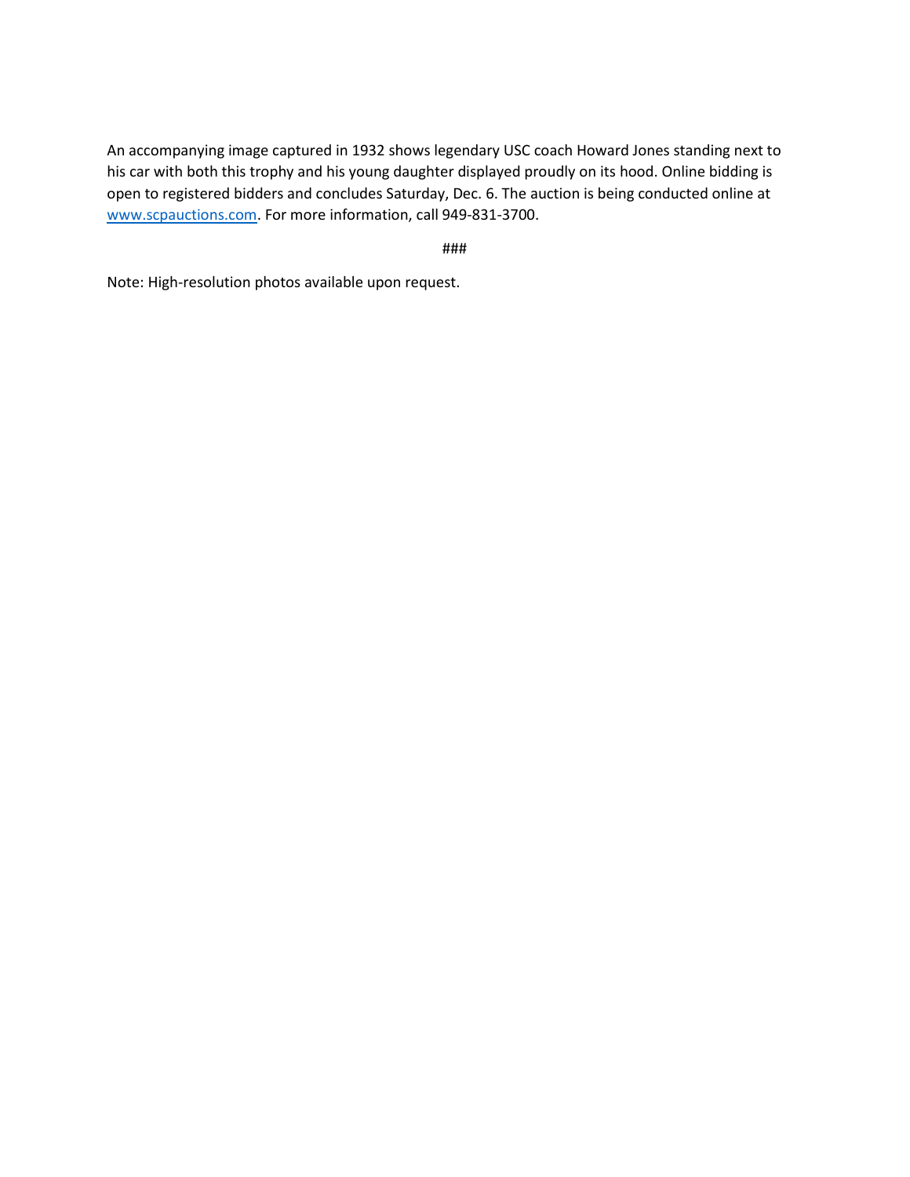An accompanying image captured in 1932 shows legendary USC coach Howard Jones standing next to his car with both this trophy and his young daughter displayed proudly on its hood. Online bidding is open to registered bidders and concludes Saturday, Dec. 6. The auction is being conducted online at [www.scpauctions.com](http://www.scpauctions.com). For more information, call 949-831-3700.

###

Note: High-resolution photos available upon request.